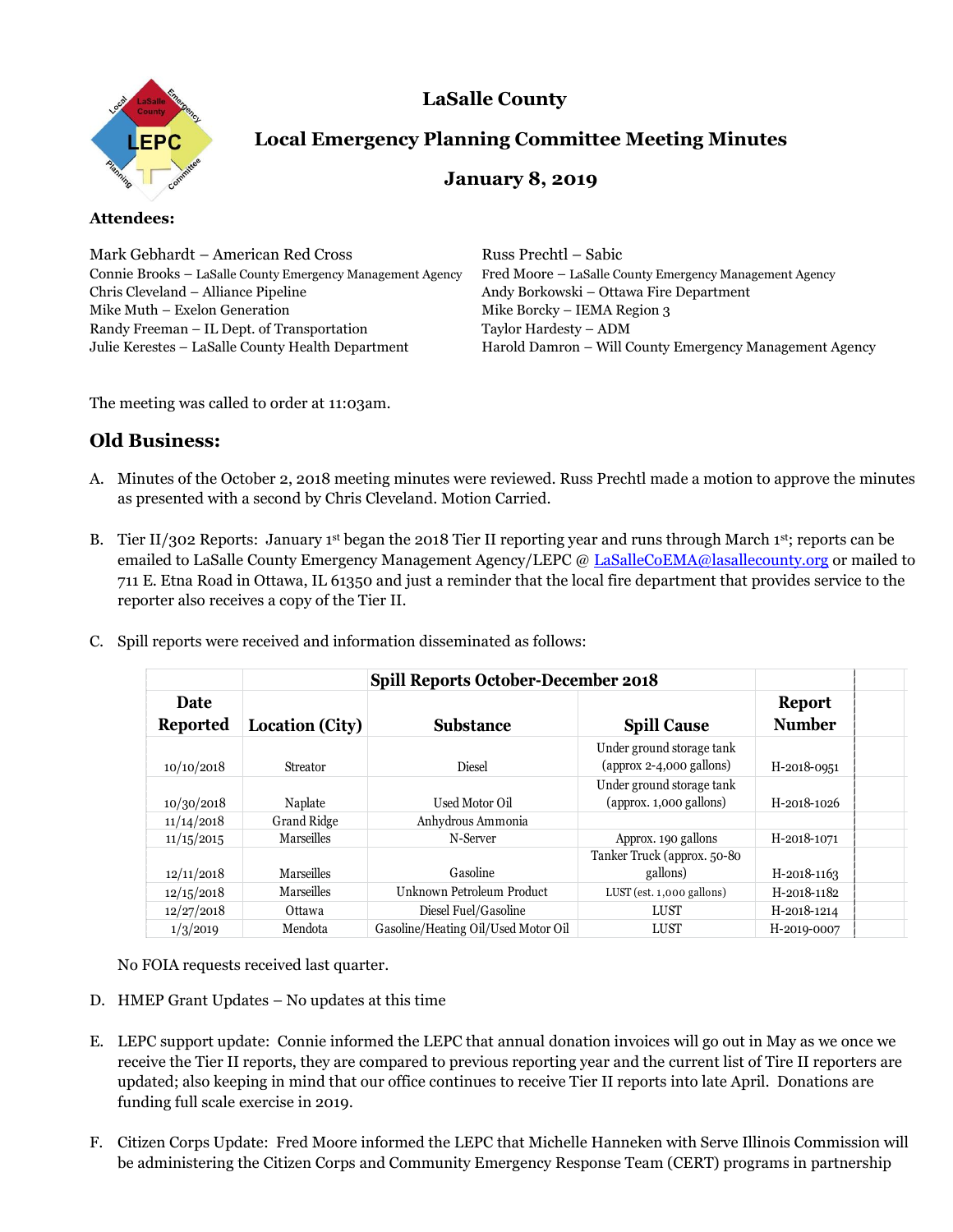# LaSalle County

## Local Emergency Planning Committee Meeting Minutes

### January 8, 2019

**Attendees:**

Mark Gebhardt – American Red Cross
Connie Brooks – LaSalle County Emergency Management Agency
Chris Cleveland – Alliance Pipeline
Mike Muth – Exelon Generation
Randy Freeman – IL Dept. of Transportation
Julie Kerestes – LaSalle County Health Department
Russ Prechtl – Sabic
Fred Moore – LaSalle County Emergency Management Agency
Andy Borkowski – Ottawa Fire Department
Mike Borcky – IEMA Region 3
Taylor Hardesty – ADM
Harold Damron – Will County Emergency Management Agency

The meeting was called to order at 11:03am.

## Old Business:

A. Minutes of the October 2, 2018 meeting minutes were reviewed. Russ Prechtl made a motion to approve the minutes as presented with a second by Chris Cleveland. Motion Carried.

B. Tier II/302 Reports: January 1st began the 2018 Tier II reporting year and runs through March 1st; reports can be emailed to LaSalle County Emergency Management Agency/LEPC @ LaSalleCoEMA@lasallecounty.org or mailed to 711 E. Etna Road in Ottawa, IL 61350 and just a reminder that the local fire department that provides service to the reporter also receives a copy of the Tier II.

C. Spill reports were received and information disseminated as follows:

| | | Spill Reports October-December 2018 | | |
|---|---|---|---|---|
| **Date Reported** | **Location (City)** | **Substance** | **Spill Cause** | **Report Number** |
| 10/10/2018 | Streator | Diesel | Under ground storage tank (approx 2-4,000 gallons) | H-2018-0951 |
| 10/30/2018 | Naplate | Used Motor Oil | Under ground storage tank (approx. 1,000 gallons) | H-2018-1026 |
| 11/14/2018 | Grand Ridge | Anhydrous Ammonia | | |
| 11/15/2015 | Marseilles | N-Server | Approx. 190 gallons | H-2018-1071 |
| 12/11/2018 | Marseilles | Gasoline | Tanker Truck (approx. 50-80 gallons) | H-2018-1163 |
| 12/15/2018 | Marseilles | Unknown Petroleum Product | LUST (est. 1,000 gallons) | H-2018-1182 |
| 12/27/2018 | Ottawa | Diesel Fuel/Gasoline | LUST | H-2018-1214 |
| 1/3/2019 | Mendota | Gasoline/Heating Oil/Used Motor Oil | LUST | H-2019-0007 |

No FOIA requests received last quarter.

D. HMEP Grant Updates – No updates at this time

E. LEPC support update: Connie informed the LEPC that annual donation invoices will go out in May as we once we receive the Tier II reports, they are compared to previous reporting year and the current list of Tire II reporters are updated; also keeping in mind that our office continues to receive Tier II reports into late April. Donations are funding full scale exercise in 2019.

F. Citizen Corps Update: Fred Moore informed the LEPC that Michelle Hanneken with Serve Illinois Commission will be administering the Citizen Corps and Community Emergency Response Team (CERT) programs in partnership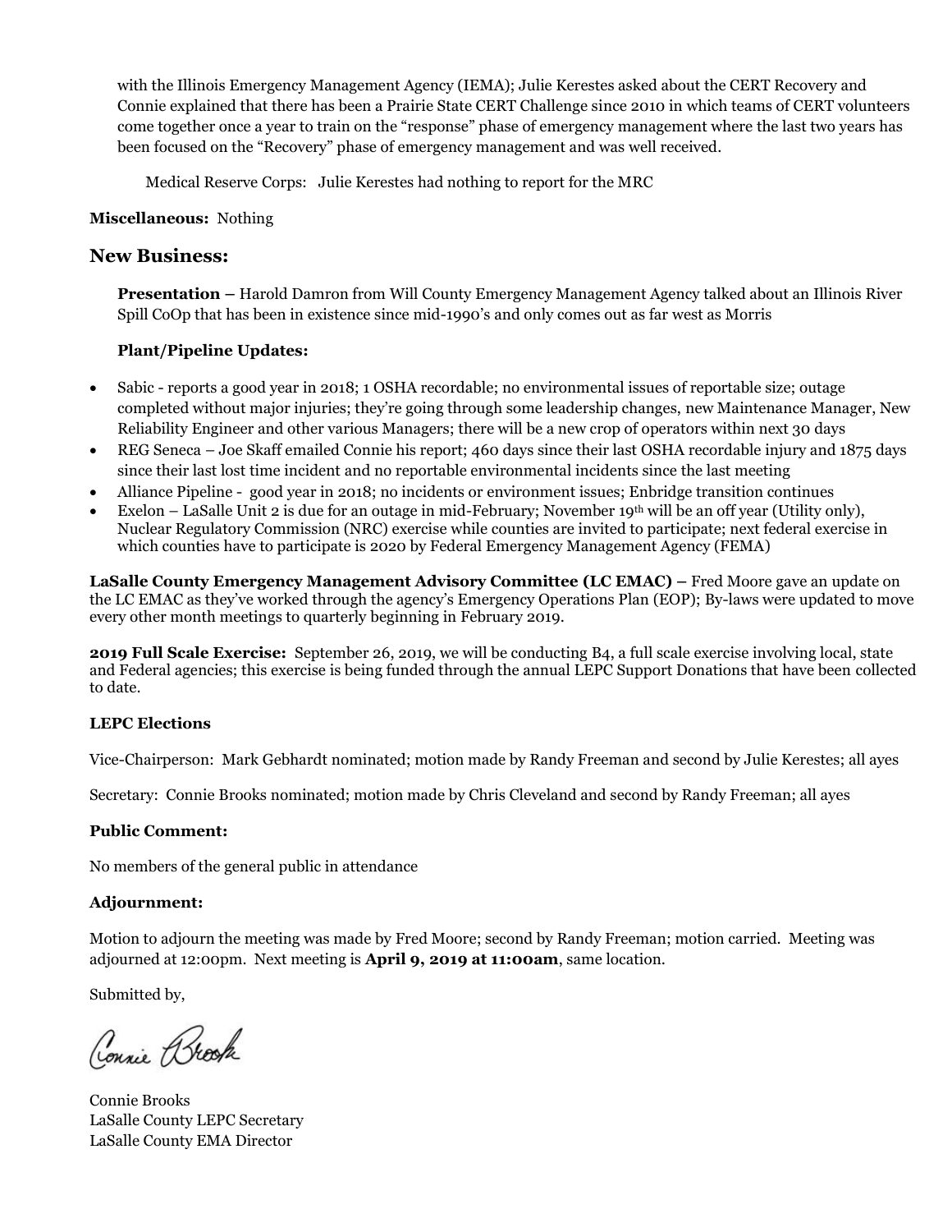with the Illinois Emergency Management Agency (IEMA); Julie Kerestes asked about the CERT Recovery and Connie explained that there has been a Prairie State CERT Challenge since 2010 in which teams of CERT volunteers come together once a year to train on the "response" phase of emergency management where the last two years has been focused on the "Recovery" phase of emergency management and was well received.

Medical Reserve Corps: Julie Kerestes had nothing to report for the MRC

**Miscellaneous:** Nothing

## New Business:

**Presentation –** Harold Damron from Will County Emergency Management Agency talked about an Illinois River Spill CoOp that has been in existence since mid-1990's and only comes out as far west as Morris

**Plant/Pipeline Updates:**

- Sabic - reports a good year in 2018; 1 OSHA recordable; no environmental issues of reportable size; outage completed without major injuries; they're going through some leadership changes, new Maintenance Manager, New Reliability Engineer and other various Managers; there will be a new crop of operators within next 30 days
- REG Seneca – Joe Skaff emailed Connie his report; 460 days since their last OSHA recordable injury and 1875 days since their last lost time incident and no reportable environmental incidents since the last meeting
- Alliance Pipeline - good year in 2018; no incidents or environment issues; Enbridge transition continues
- Exelon – LaSalle Unit 2 is due for an outage in mid-February; November 19th will be an off year (Utility only), Nuclear Regulatory Commission (NRC) exercise while counties are invited to participate; next federal exercise in which counties have to participate is 2020 by Federal Emergency Management Agency (FEMA)

**LaSalle County Emergency Management Advisory Committee (LC EMAC) –** Fred Moore gave an update on the LC EMAC as they've worked through the agency's Emergency Operations Plan (EOP); By-laws were updated to move every other month meetings to quarterly beginning in February 2019.

**2019 Full Scale Exercise:** September 26, 2019, we will be conducting B4, a full scale exercise involving local, state and Federal agencies; this exercise is being funded through the annual LEPC Support Donations that have been collected to date.

**LEPC Elections**

Vice-Chairperson: Mark Gebhardt nominated; motion made by Randy Freeman and second by Julie Kerestes; all ayes

Secretary: Connie Brooks nominated; motion made by Chris Cleveland and second by Randy Freeman; all ayes

**Public Comment:**

No members of the general public in attendance

**Adjournment:**

Motion to adjourn the meeting was made by Fred Moore; second by Randy Freeman; motion carried. Meeting was adjourned at 12:00pm. Next meeting is **April 9, 2019 at 11:00am**, same location.

Submitted by,

Connie Brooks

Connie Brooks
LaSalle County LEPC Secretary
LaSalle County EMA Director